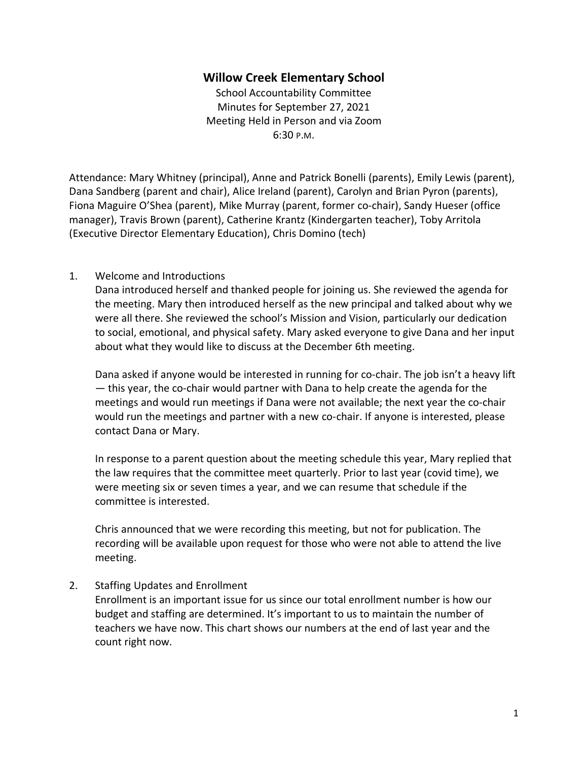# Willow Creek Elementary School

School Accountability Committee
Minutes for September 27, 2021
Meeting Held in Person and via Zoom
6:30 P.M.

Attendance: Mary Whitney (principal), Anne and Patrick Bonelli (parents), Emily Lewis (parent), Dana Sandberg (parent and chair), Alice Ireland (parent), Carolyn and Brian Pyron (parents), Fiona Maguire O'Shea (parent), Mike Murray (parent, former co-chair), Sandy Hueser (office manager), Travis Brown (parent), Catherine Krantz (Kindergarten teacher), Toby Arritola (Executive Director Elementary Education), Chris Domino (tech)

1. Welcome and Introductions

   Dana introduced herself and thanked people for joining us. She reviewed the agenda for the meeting. Mary then introduced herself as the new principal and talked about why we were all there. She reviewed the school's Mission and Vision, particularly our dedication to social, emotional, and physical safety. Mary asked everyone to give Dana and her input about what they would like to discuss at the December 6th meeting.

   Dana asked if anyone would be interested in running for co-chair. The job isn't a heavy lift — this year, the co-chair would partner with Dana to help create the agenda for the meetings and would run meetings if Dana were not available; the next year the co-chair would run the meetings and partner with a new co-chair. If anyone is interested, please contact Dana or Mary.

   In response to a parent question about the meeting schedule this year, Mary replied that the law requires that the committee meet quarterly. Prior to last year (covid time), we were meeting six or seven times a year, and we can resume that schedule if the committee is interested.

   Chris announced that we were recording this meeting, but not for publication. The recording will be available upon request for those who were not able to attend the live meeting.

2. Staffing Updates and Enrollment

   Enrollment is an important issue for us since our total enrollment number is how our budget and staffing are determined. It's important to us to maintain the number of teachers we have now. This chart shows our numbers at the end of last year and the count right now.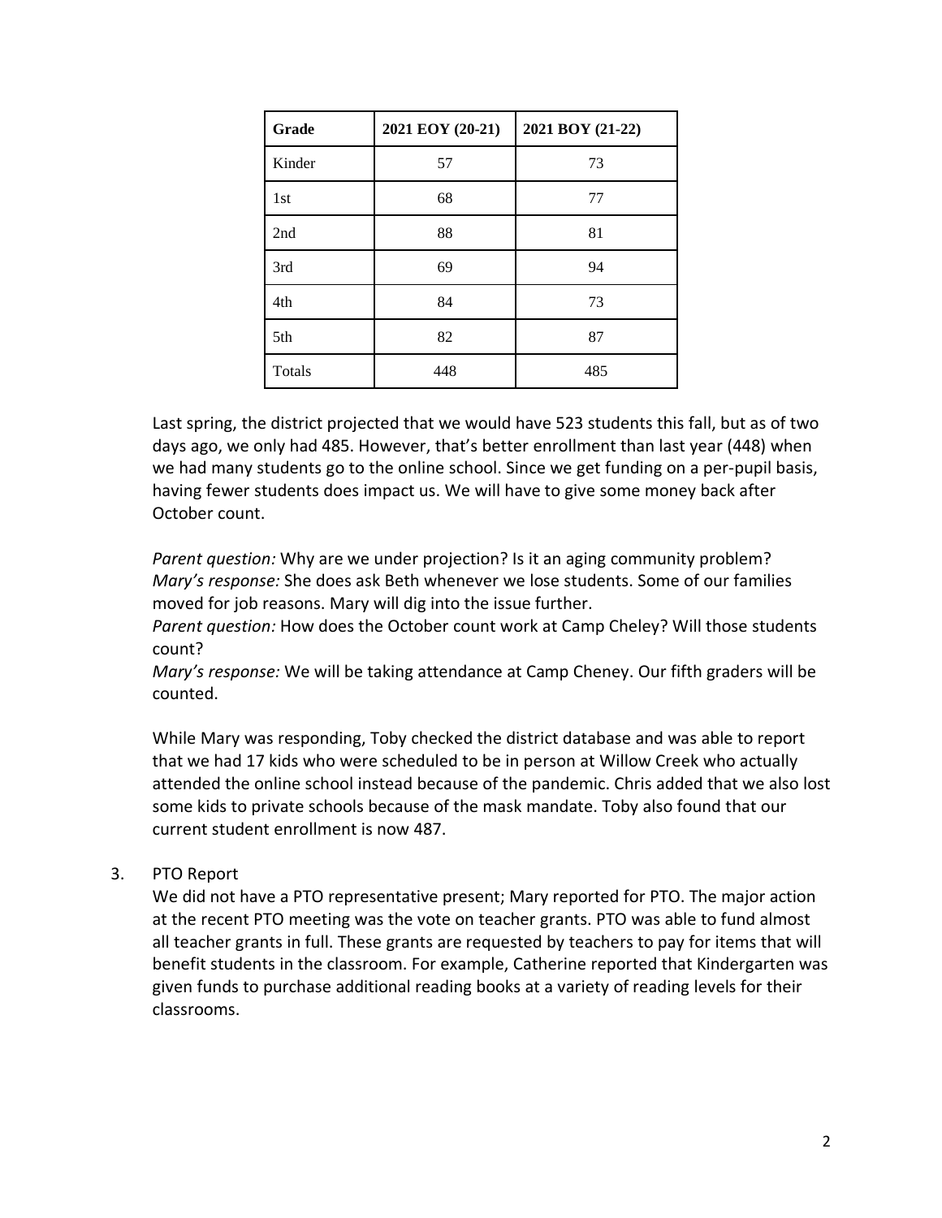| Grade | 2021 EOY (20-21) | 2021 BOY (21-22) |
|---|---|---|
| Kinder | 57 | 73 |
| 1st | 68 | 77 |
| 2nd | 88 | 81 |
| 3rd | 69 | 94 |
| 4th | 84 | 73 |
| 5th | 82 | 87 |
| Totals | 448 | 485 |

Last spring, the district projected that we would have 523 students this fall, but as of two days ago, we only had 485. However, that's better enrollment than last year (448) when we had many students go to the online school. Since we get funding on a per-pupil basis, having fewer students does impact us. We will have to give some money back after October count.

*Parent question:* Why are we under projection? Is it an aging community problem?
*Mary's response:* She does ask Beth whenever we lose students. Some of our families moved for job reasons. Mary will dig into the issue further.
*Parent question:* How does the October count work at Camp Cheley? Will those students count?
*Mary's response:* We will be taking attendance at Camp Cheney. Our fifth graders will be counted.

While Mary was responding, Toby checked the district database and was able to report that we had 17 kids who were scheduled to be in person at Willow Creek who actually attended the online school instead because of the pandemic. Chris added that we also lost some kids to private schools because of the mask mandate. Toby also found that our current student enrollment is now 487.

3. PTO Report
   We did not have a PTO representative present; Mary reported for PTO. The major action at the recent PTO meeting was the vote on teacher grants. PTO was able to fund almost all teacher grants in full. These grants are requested by teachers to pay for items that will benefit students in the classroom. For example, Catherine reported that Kindergarten was given funds to purchase additional reading books at a variety of reading levels for their classrooms.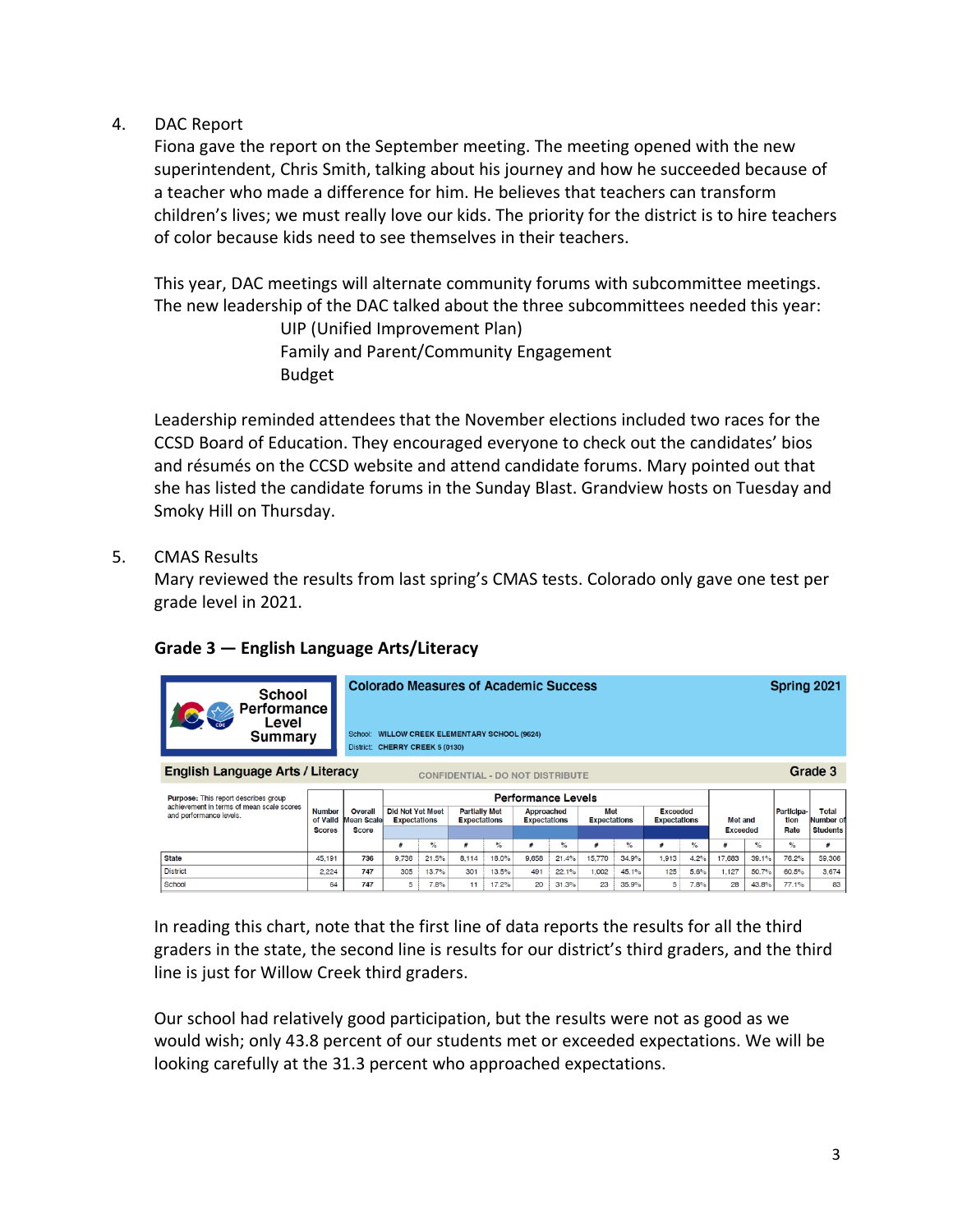4. DAC Report

Fiona gave the report on the September meeting. The meeting opened with the new superintendent, Chris Smith, talking about his journey and how he succeeded because of a teacher who made a difference for him. He believes that teachers can transform children's lives; we must really love our kids. The priority for the district is to hire teachers of color because kids need to see themselves in their teachers.

This year, DAC meetings will alternate community forums with subcommittee meetings. The new leadership of the DAC talked about the three subcommittees needed this year:

UIP (Unified Improvement Plan)
Family and Parent/Community Engagement
Budget

Leadership reminded attendees that the November elections included two races for the CCSD Board of Education. They encouraged everyone to check out the candidates' bios and résumés on the CCSD website and attend candidate forums. Mary pointed out that she has listed the candidate forums in the Sunday Blast. Grandview hosts on Tuesday and Smoky Hill on Thursday.

5. CMAS Results

Mary reviewed the results from last spring's CMAS tests. Colorado only gave one test per grade level in 2021.

**Grade 3 — English Language Arts/Literacy**

**School Performance Level Summary** — Colorado Measures of Academic Success — Spring 2021

School: WILLOW CREEK ELEMENTARY SCHOOL (9624)
District: CHERRY CREEK 5 (0130)

**English Language Arts / Literacy** — CONFIDENTIAL - DO NOT DISTRIBUTE — **Grade 3**

Purpose: This report describes group achievement in terms of mean scale scores and performance levels.

| | Number of Valid Scores | Overall Mean Scale Score | Did Not Yet Meet Expectations | | Partially Met Expectations | | Approached Expectations | | Met Expectations | | Exceeded Expectations | | Met and Exceeded | | Participation Rate | Total Number of Students |
|---|---|---|---|---|---|---|---|---|---|---|---|---|---|---|---|---|
| | | | # | % | # | % | # | % | # | % | # | % | # | % | % | # |
| State | 45,191 | 736 | 9,736 | 21.5% | 8,114 | 18.0% | 9,658 | 21.4% | 15,770 | 34.9% | 1,913 | 4.2% | 17,683 | 39.1% | 76.2% | 59,306 |
| District | 2,224 | 747 | 305 | 13.7% | 301 | 13.5% | 491 | 22.1% | 1,002 | 45.1% | 125 | 5.6% | 1,127 | 50.7% | 60.5% | 3,674 |
| School | 64 | 747 | 5 | 7.8% | 11 | 17.2% | 20 | 31.3% | 23 | 35.9% | 5 | 7.8% | 28 | 43.8% | 77.1% | 83 |

In reading this chart, note that the first line of data reports the results for all the third graders in the state, the second line is results for our district's third graders, and the third line is just for Willow Creek third graders.

Our school had relatively good participation, but the results were not as good as we would wish; only 43.8 percent of our students met or exceeded expectations. We will be looking carefully at the 31.3 percent who approached expectations.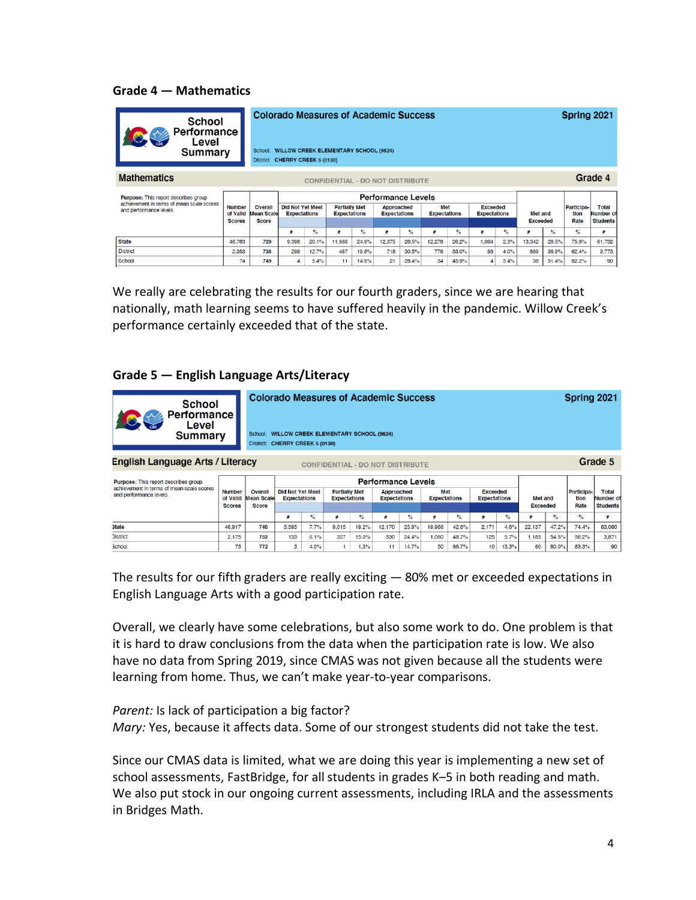### Grade 4 — Mathematics

**School Performance Level Summary**

**Colorado Measures of Academic Success** — **Spring 2021**

School: WILLOW CREEK ELEMENTARY SCHOOL (9624)
District: CHERRY CREEK 5 (0130)

**Mathematics** — CONFIDENTIAL - DO NOT DISTRIBUTE — **Grade 4**

Purpose: This report describes group achievement in terms of mean scale scores and performance levels.

| | Number of Valid Scores | Overall Mean Scale Score | Did Not Yet Meet Expectations | | Partially Met Expectations | | Approached Expectations | | Met Expectations | | Exceeded Expectations | | Met and Exceeded | | Participation Rate | Total Number of Students |
|---|---|---|---|---|---|---|---|---|---|---|---|---|---|---|---|---|
| | | | # | % | # | % | # | % | # | % | # | % | # | % | % | # |
| State | 46,783 | 729 | 9,398 | 20.1% | 11,668 | 24.9% | 12,375 | 26.5% | 12,278 | 26.2% | 1,064 | 2.3% | 13,342 | 28.5% | 75.8% | 61,732 |
| District | 2,353 | 738 | 299 | 12.7% | 467 | 19.8% | 718 | 30.5% | 776 | 33.0% | 93 | 4.0% | 869 | 36.9% | 62.4% | 3,773 |
| School | 74 | 749 | 4 | 5.4% | 11 | 14.9% | 21 | 28.4% | 34 | 45.9% | 4 | 5.4% | 38 | 51.4% | 82.2% | 90 |

We really are celebrating the results for our fourth graders, since we are hearing that nationally, math learning seems to have suffered heavily in the pandemic. Willow Creek's performance certainly exceeded that of the state.

### Grade 5 — English Language Arts/Literacy

**School Performance Level Summary**

**Colorado Measures of Academic Success** — **Spring 2021**

School: WILLOW CREEK ELEMENTARY SCHOOL (9624)
District: CHERRY CREEK 5 (0130)

**English Language Arts / Literacy** — CONFIDENTIAL - DO NOT DISTRIBUTE — **Grade 5**

Purpose: This report describes group achievement in terms of mean scale scores and performance levels.

| | Number of Valid Scores | Overall Mean Scale Score | Did Not Yet Meet Expectations | | Partially Met Expectations | | Approached Expectations | | Met Expectations | | Exceeded Expectations | | Met and Exceeded | | Participation Rate | Total Number of Students |
|---|---|---|---|---|---|---|---|---|---|---|---|---|---|---|---|---|
| | | | # | % | # | % | # | % | # | % | # | % | # | % | % | # |
| State | 46,917 | 746 | 3,595 | 7.7% | 9,015 | 19.2% | 12,170 | 25.9% | 19,966 | 42.6% | 2,171 | 4.6% | 22,137 | 47.2% | 74.4% | 63,060 |
| District | 2,175 | 752 | 133 | 6.1% | 327 | 15.0% | 530 | 24.4% | 1,060 | 48.7% | 125 | 5.7% | 1,185 | 54.5% | 56.2% | 3,871 |
| School | 75 | 772 | 3 | 4.0% | 1 | 1.3% | 11 | 14.7% | 50 | 66.7% | 10 | 13.3% | 60 | 80.0% | 83.3% | 90 |

The results for our fifth graders are really exciting — 80% met or exceeded expectations in English Language Arts with a good participation rate.

Overall, we clearly have some celebrations, but also some work to do. One problem is that it is hard to draw conclusions from the data when the participation rate is low. We also have no data from Spring 2019, since CMAS was not given because all the students were learning from home. Thus, we can't make year-to-year comparisons.

*Parent:* Is lack of participation a big factor?
*Mary:* Yes, because it affects data. Some of our strongest students did not take the test.

Since our CMAS data is limited, what we are doing this year is implementing a new set of school assessments, FastBridge, for all students in grades K–5 in both reading and math. We also put stock in our ongoing current assessments, including IRLA and the assessments in Bridges Math.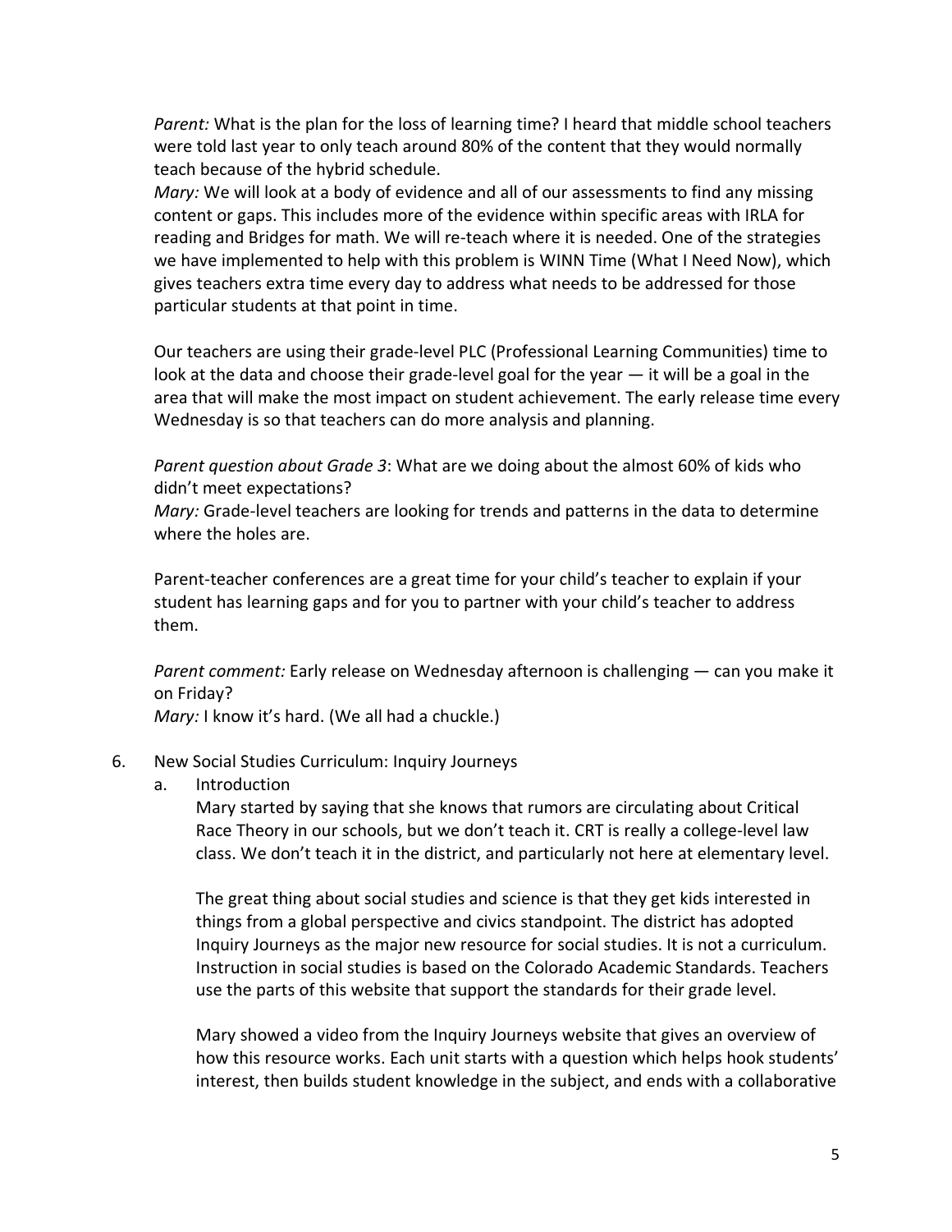*Parent:* What is the plan for the loss of learning time? I heard that middle school teachers were told last year to only teach around 80% of the content that they would normally teach because of the hybrid schedule.
*Mary:* We will look at a body of evidence and all of our assessments to find any missing content or gaps. This includes more of the evidence within specific areas with IRLA for reading and Bridges for math. We will re-teach where it is needed. One of the strategies we have implemented to help with this problem is WINN Time (What I Need Now), which gives teachers extra time every day to address what needs to be addressed for those particular students at that point in time.

Our teachers are using their grade-level PLC (Professional Learning Communities) time to look at the data and choose their grade-level goal for the year — it will be a goal in the area that will make the most impact on student achievement. The early release time every Wednesday is so that teachers can do more analysis and planning.

*Parent question about Grade 3*: What are we doing about the almost 60% of kids who didn't meet expectations?
*Mary:* Grade-level teachers are looking for trends and patterns in the data to determine where the holes are.

Parent-teacher conferences are a great time for your child's teacher to explain if your student has learning gaps and for you to partner with your child's teacher to address them.

*Parent comment:* Early release on Wednesday afternoon is challenging — can you make it on Friday?
*Mary:* I know it's hard. (We all had a chuckle.)

6. New Social Studies Curriculum: Inquiry Journeys
   a. Introduction

      Mary started by saying that she knows that rumors are circulating about Critical Race Theory in our schools, but we don't teach it. CRT is really a college-level law class. We don't teach it in the district, and particularly not here at elementary level.

      The great thing about social studies and science is that they get kids interested in things from a global perspective and civics standpoint. The district has adopted Inquiry Journeys as the major new resource for social studies. It is not a curriculum. Instruction in social studies is based on the Colorado Academic Standards. Teachers use the parts of this website that support the standards for their grade level.

      Mary showed a video from the Inquiry Journeys website that gives an overview of how this resource works. Each unit starts with a question which helps hook students' interest, then builds student knowledge in the subject, and ends with a collaborative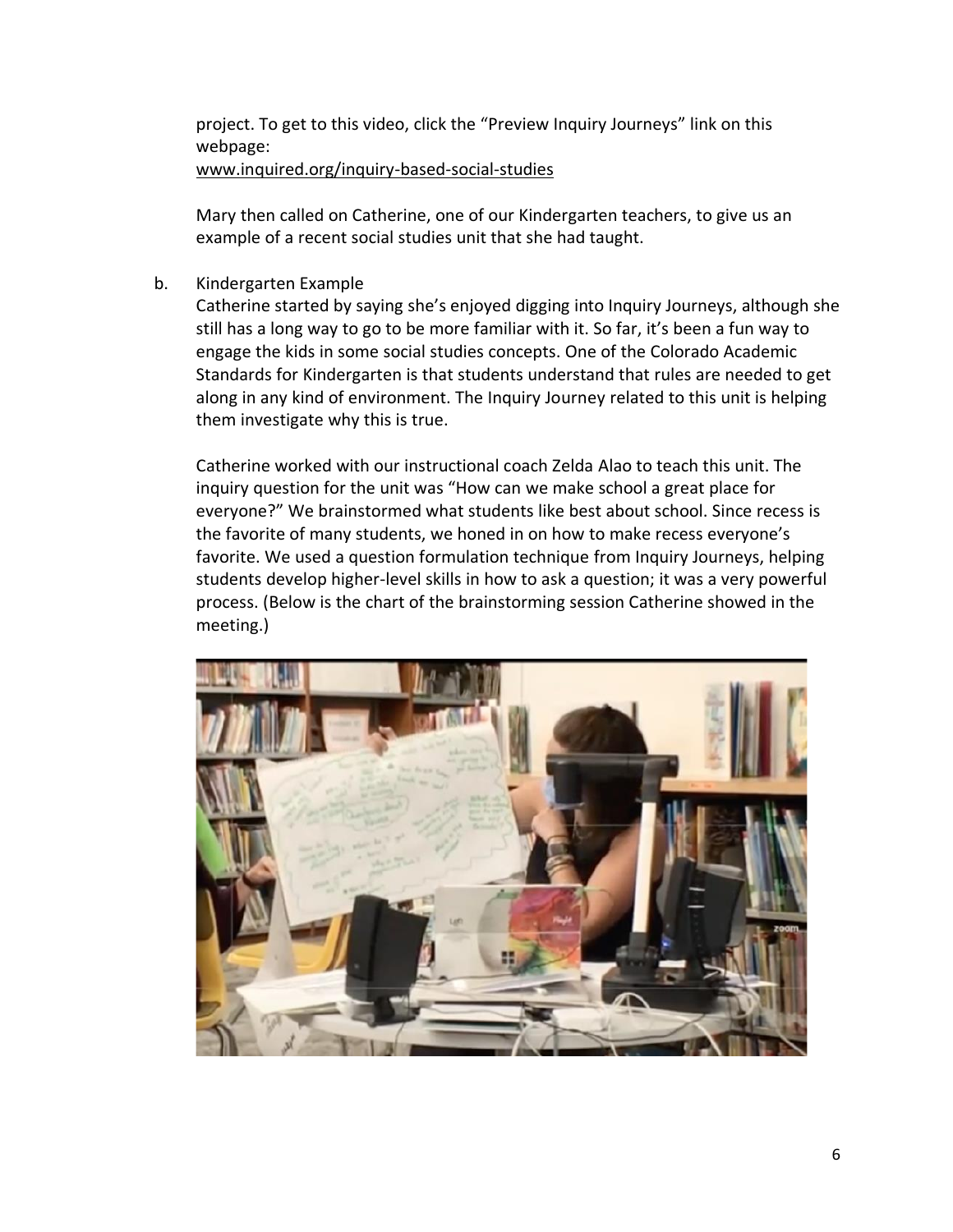project. To get to this video, click the "Preview Inquiry Journeys" link on this webpage:
www.inquired.org/inquiry-based-social-studies

Mary then called on Catherine, one of our Kindergarten teachers, to give us an example of a recent social studies unit that she had taught.

b. Kindergarten Example

Catherine started by saying she's enjoyed digging into Inquiry Journeys, although she still has a long way to go to be more familiar with it. So far, it's been a fun way to engage the kids in some social studies concepts. One of the Colorado Academic Standards for Kindergarten is that students understand that rules are needed to get along in any kind of environment. The Inquiry Journey related to this unit is helping them investigate why this is true.

Catherine worked with our instructional coach Zelda Alao to teach this unit. The inquiry question for the unit was "How can we make school a great place for everyone?" We brainstormed what students like best about school. Since recess is the favorite of many students, we honed in on how to make recess everyone's favorite. We used a question formulation technique from Inquiry Journeys, helping students develop higher-level skills in how to ask a question; it was a very powerful process. (Below is the chart of the brainstorming session Catherine showed in the meeting.)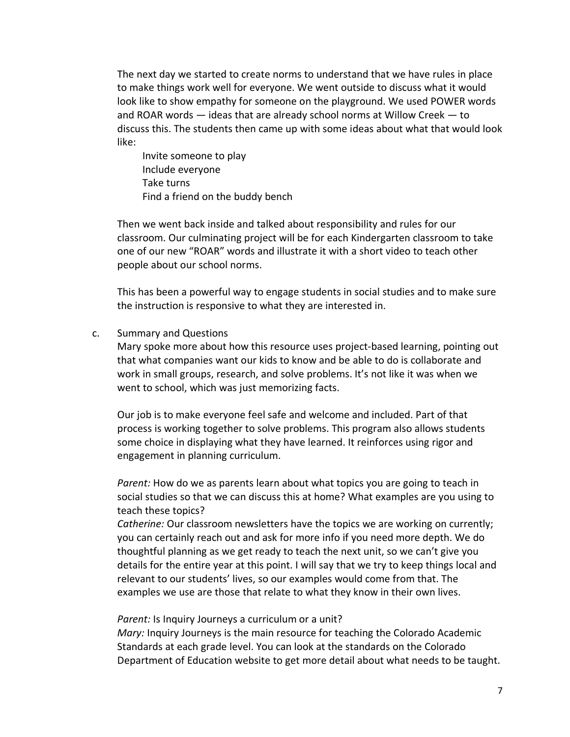The next day we started to create norms to understand that we have rules in place to make things work well for everyone. We went outside to discuss what it would look like to show empathy for someone on the playground. We used POWER words and ROAR words — ideas that are already school norms at Willow Creek — to discuss this. The students then came up with some ideas about what that would look like:

Invite someone to play
Include everyone
Take turns
Find a friend on the buddy bench

Then we went back inside and talked about responsibility and rules for our classroom. Our culminating project will be for each Kindergarten classroom to take one of our new "ROAR" words and illustrate it with a short video to teach other people about our school norms.

This has been a powerful way to engage students in social studies and to make sure the instruction is responsive to what they are interested in.

c. Summary and Questions

Mary spoke more about how this resource uses project-based learning, pointing out that what companies want our kids to know and be able to do is collaborate and work in small groups, research, and solve problems. It's not like it was when we went to school, which was just memorizing facts.

Our job is to make everyone feel safe and welcome and included. Part of that process is working together to solve problems. This program also allows students some choice in displaying what they have learned. It reinforces using rigor and engagement in planning curriculum.

*Parent:* How do we as parents learn about what topics you are going to teach in social studies so that we can discuss this at home? What examples are you using to teach these topics?
*Catherine:* Our classroom newsletters have the topics we are working on currently; you can certainly reach out and ask for more info if you need more depth. We do thoughtful planning as we get ready to teach the next unit, so we can't give you details for the entire year at this point. I will say that we try to keep things local and relevant to our students' lives, so our examples would come from that. The examples we use are those that relate to what they know in their own lives.

*Parent:* Is Inquiry Journeys a curriculum or a unit?
*Mary:* Inquiry Journeys is the main resource for teaching the Colorado Academic Standards at each grade level. You can look at the standards on the Colorado Department of Education website to get more detail about what needs to be taught.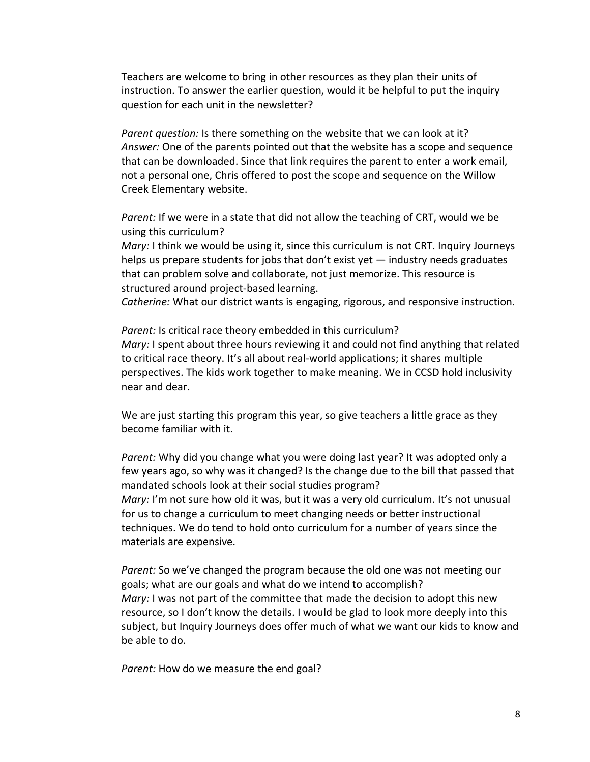Teachers are welcome to bring in other resources as they plan their units of instruction. To answer the earlier question, would it be helpful to put the inquiry question for each unit in the newsletter?

*Parent question:* Is there something on the website that we can look at it?
*Answer:* One of the parents pointed out that the website has a scope and sequence that can be downloaded. Since that link requires the parent to enter a work email, not a personal one, Chris offered to post the scope and sequence on the Willow Creek Elementary website.

*Parent:* If we were in a state that did not allow the teaching of CRT, would we be using this curriculum?
*Mary:* I think we would be using it, since this curriculum is not CRT. Inquiry Journeys helps us prepare students for jobs that don't exist yet — industry needs graduates that can problem solve and collaborate, not just memorize. This resource is structured around project-based learning.
*Catherine:* What our district wants is engaging, rigorous, and responsive instruction.

*Parent:* Is critical race theory embedded in this curriculum?
*Mary:* I spent about three hours reviewing it and could not find anything that related to critical race theory. It's all about real-world applications; it shares multiple perspectives. The kids work together to make meaning. We in CCSD hold inclusivity near and dear.

We are just starting this program this year, so give teachers a little grace as they become familiar with it.

*Parent:* Why did you change what you were doing last year? It was adopted only a few years ago, so why was it changed? Is the change due to the bill that passed that mandated schools look at their social studies program?
*Mary:* I'm not sure how old it was, but it was a very old curriculum. It's not unusual for us to change a curriculum to meet changing needs or better instructional techniques. We do tend to hold onto curriculum for a number of years since the materials are expensive.

*Parent:* So we've changed the program because the old one was not meeting our goals; what are our goals and what do we intend to accomplish?
*Mary:* I was not part of the committee that made the decision to adopt this new resource, so I don't know the details. I would be glad to look more deeply into this subject, but Inquiry Journeys does offer much of what we want our kids to know and be able to do.

*Parent:* How do we measure the end goal?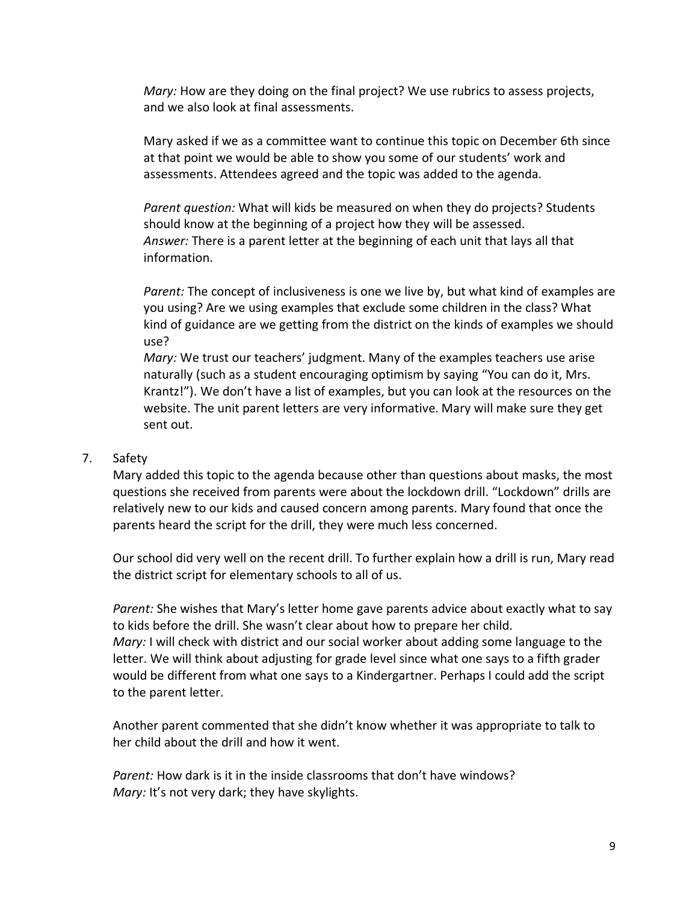*Mary:* How are they doing on the final project? We use rubrics to assess projects, and we also look at final assessments.

Mary asked if we as a committee want to continue this topic on December 6th since at that point we would be able to show you some of our students' work and assessments. Attendees agreed and the topic was added to the agenda.

*Parent question:* What will kids be measured on when they do projects? Students should know at the beginning of a project how they will be assessed.
*Answer:* There is a parent letter at the beginning of each unit that lays all that information.

*Parent:* The concept of inclusiveness is one we live by, but what kind of examples are you using? Are we using examples that exclude some children in the class? What kind of guidance are we getting from the district on the kinds of examples we should use?
*Mary:* We trust our teachers' judgment. Many of the examples teachers use arise naturally (such as a student encouraging optimism by saying "You can do it, Mrs. Krantz!"). We don't have a list of examples, but you can look at the resources on the website. The unit parent letters are very informative. Mary will make sure they get sent out.

7. Safety

Mary added this topic to the agenda because other than questions about masks, the most questions she received from parents were about the lockdown drill. "Lockdown" drills are relatively new to our kids and caused concern among parents. Mary found that once the parents heard the script for the drill, they were much less concerned.

Our school did very well on the recent drill. To further explain how a drill is run, Mary read the district script for elementary schools to all of us.

*Parent:* She wishes that Mary's letter home gave parents advice about exactly what to say to kids before the drill. She wasn't clear about how to prepare her child.
*Mary:* I will check with district and our social worker about adding some language to the letter. We will think about adjusting for grade level since what one says to a fifth grader would be different from what one says to a Kindergartner. Perhaps I could add the script to the parent letter.

Another parent commented that she didn't know whether it was appropriate to talk to her child about the drill and how it went.

*Parent:* How dark is it in the inside classrooms that don't have windows?
*Mary:* It's not very dark; they have skylights.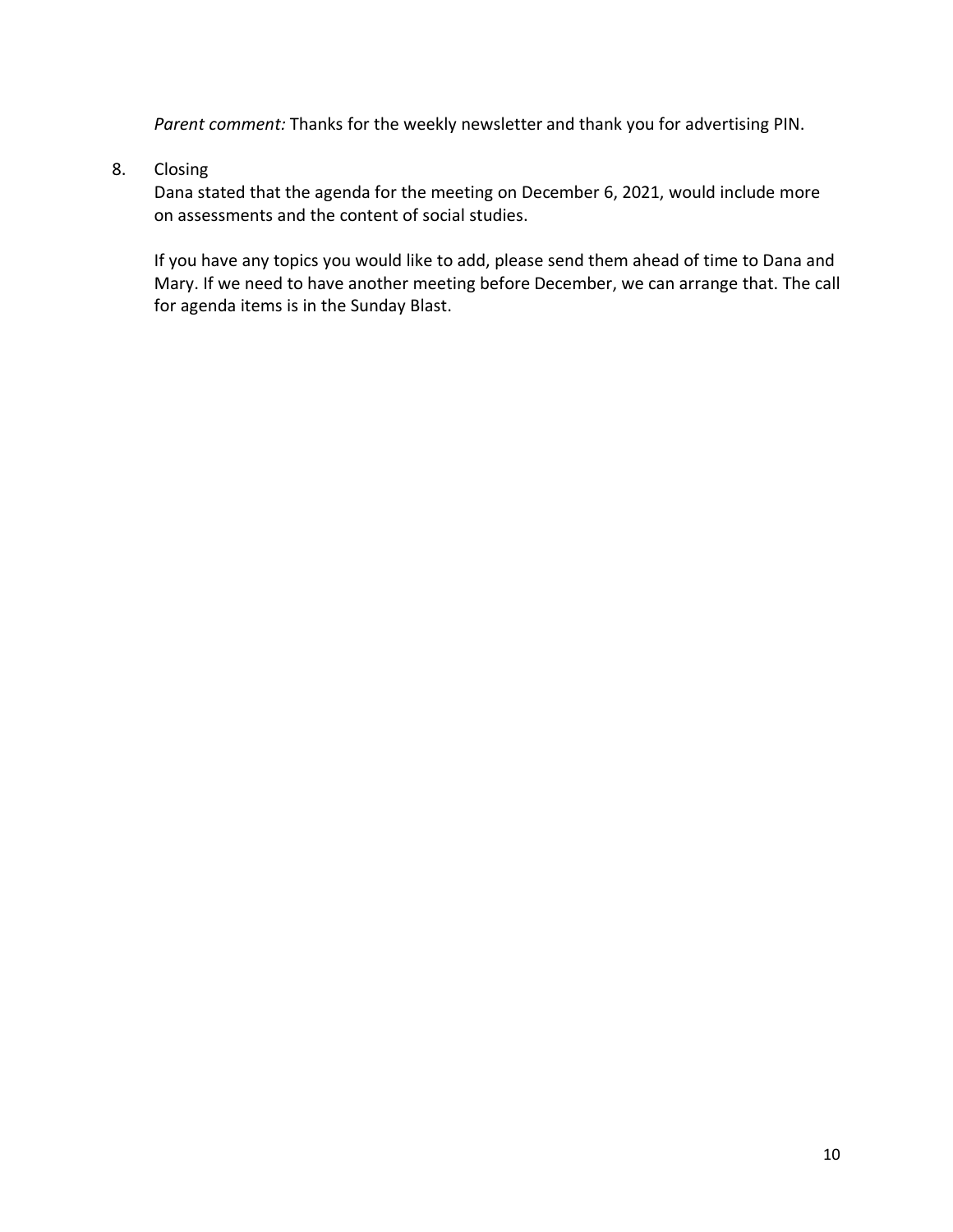*Parent comment:* Thanks for the weekly newsletter and thank you for advertising PIN.

8. Closing

   Dana stated that the agenda for the meeting on December 6, 2021, would include more on assessments and the content of social studies.

   If you have any topics you would like to add, please send them ahead of time to Dana and Mary. If we need to have another meeting before December, we can arrange that. The call for agenda items is in the Sunday Blast.